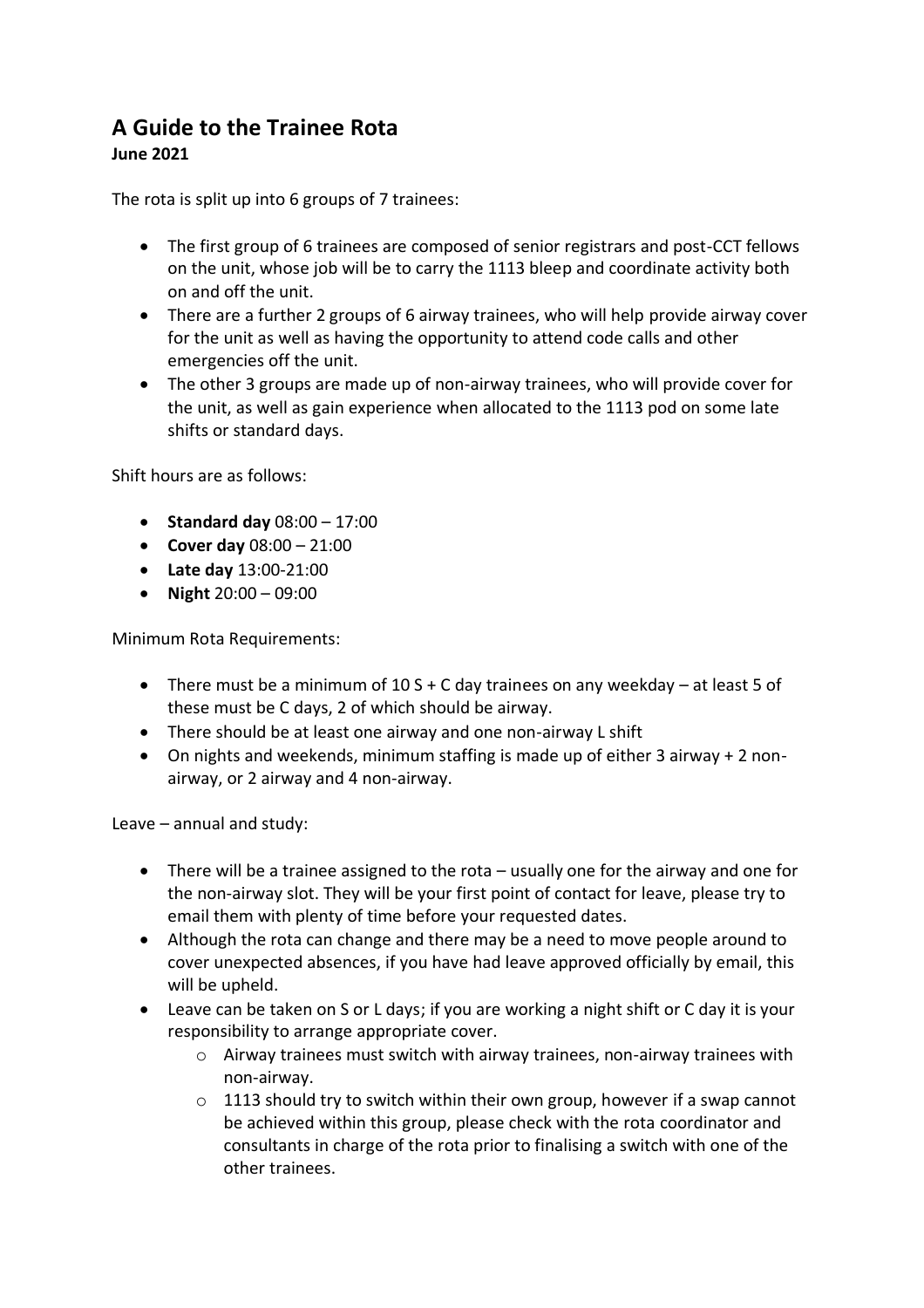# A Guide to the Trainee Rota

**June 2021**

The rota is split up into 6 groups of 7 trainees:

- The first group of 6 trainees are composed of senior registrars and post-CCT fellows on the unit, whose job will be to carry the 1113 bleep and coordinate activity both on and off the unit.
- There are a further 2 groups of 6 airway trainees, who will help provide airway cover for the unit as well as having the opportunity to attend code calls and other emergencies off the unit.
- The other 3 groups are made up of non-airway trainees, who will provide cover for the unit, as well as gain experience when allocated to the 1113 pod on some late shifts or standard days.

Shift hours are as follows:

- **Standard day** 08:00 – 17:00
- **Cover day** 08:00 – 21:00
- **Late day** 13:00-21:00
- **Night** 20:00 – 09:00

Minimum Rota Requirements:

- There must be a minimum of 10 S + C day trainees on any weekday – at least 5 of these must be C days, 2 of which should be airway.
- There should be at least one airway and one non-airway L shift
- On nights and weekends, minimum staffing is made up of either 3 airway + 2 non-airway, or 2 airway and 4 non-airway.

Leave – annual and study:

- There will be a trainee assigned to the rota – usually one for the airway and one for the non-airway slot. They will be your first point of contact for leave, please try to email them with plenty of time before your requested dates.
- Although the rota can change and there may be a need to move people around to cover unexpected absences, if you have had leave approved officially by email, this will be upheld.
- Leave can be taken on S or L days; if you are working a night shift or C day it is your responsibility to arrange appropriate cover.
  - Airway trainees must switch with airway trainees, non-airway trainees with non-airway.
  - 1113 should try to switch within their own group, however if a swap cannot be achieved within this group, please check with the rota coordinator and consultants in charge of the rota prior to finalising a switch with one of the other trainees.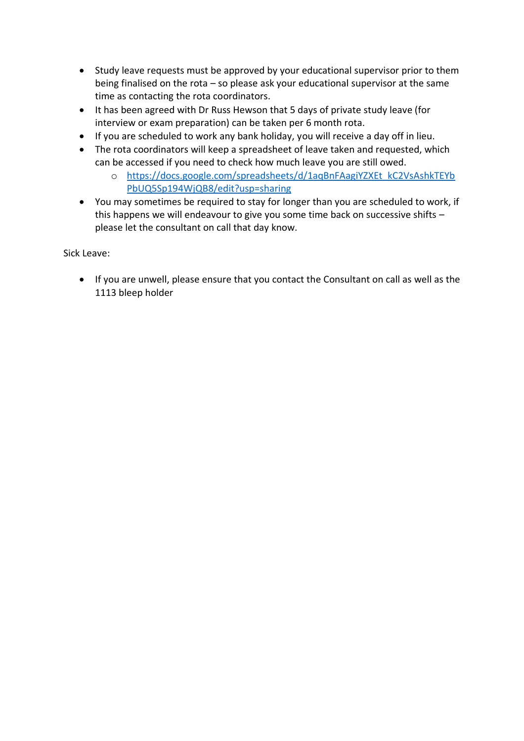- Study leave requests must be approved by your educational supervisor prior to them being finalised on the rota – so please ask your educational supervisor at the same time as contacting the rota coordinators.
- It has been agreed with Dr Russ Hewson that 5 days of private study leave (for interview or exam preparation) can be taken per 6 month rota.
- If you are scheduled to work any bank holiday, you will receive a day off in lieu.
- The rota coordinators will keep a spreadsheet of leave taken and requested, which can be accessed if you need to check how much leave you are still owed.
  - https://docs.google.com/spreadsheets/d/1aqBnFAagiYZXEt_kC2VsAshkTEYbPbUQ5Sp194WjQB8/edit?usp=sharing
- You may sometimes be required to stay for longer than you are scheduled to work, if this happens we will endeavour to give you some time back on successive shifts – please let the consultant on call that day know.

Sick Leave:

- If you are unwell, please ensure that you contact the Consultant on call as well as the 1113 bleep holder